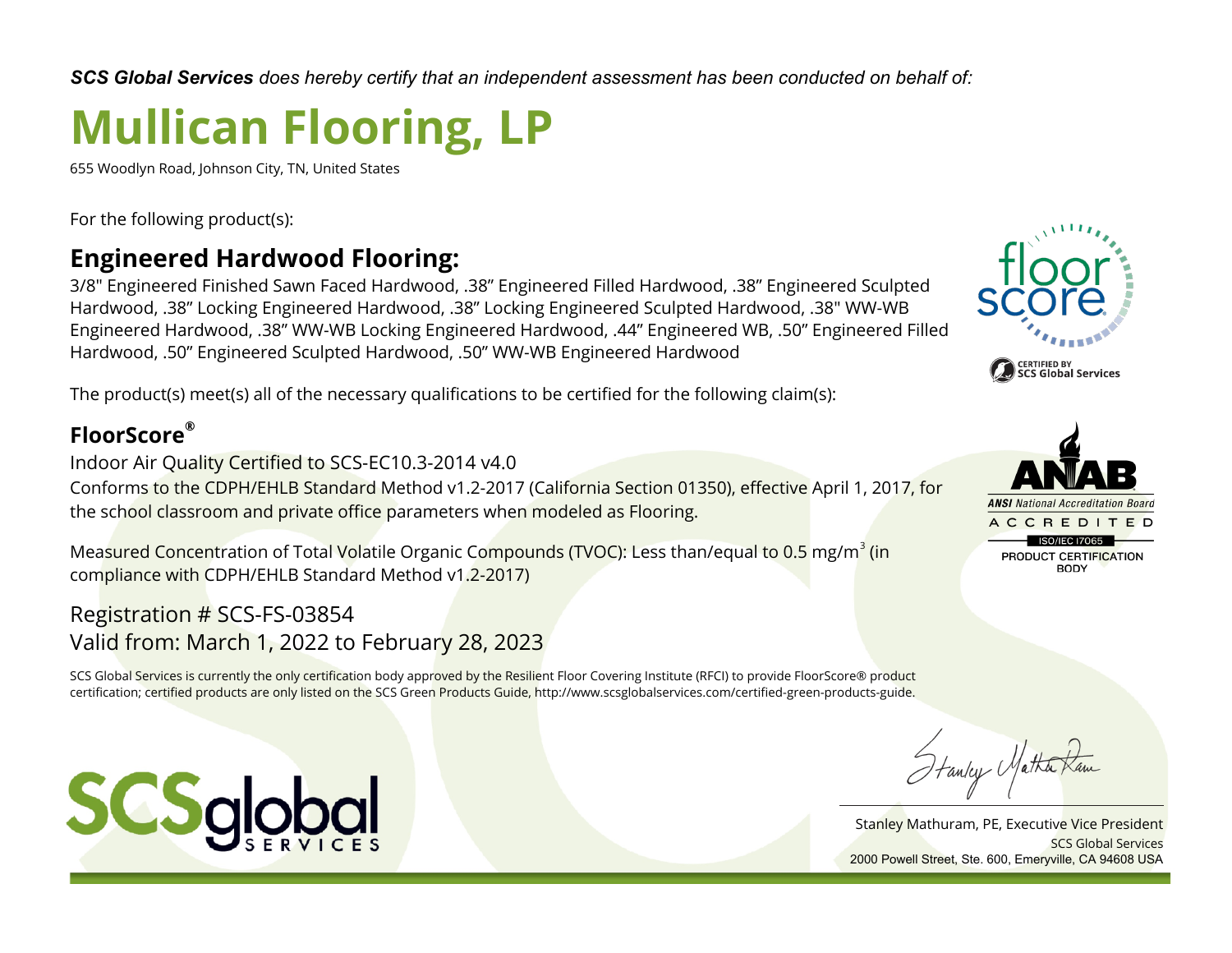***SCS Global Services** does hereby certify that an independent assessment has been conducted on behalf of:*

# Mullican Flooring, LP

655 Woodlyn Road, Johnson City, TN, United States

For the following product(s):

## Engineered Hardwood Flooring:

3/8" Engineered Finished Sawn Faced Hardwood, .38” Engineered Filled Hardwood, .38” Engineered Sculpted Hardwood, .38” Locking Engineered Hardwood, .38” Locking Engineered Sculpted Hardwood, .38" WW-WB Engineered Hardwood, .38” WW-WB Locking Engineered Hardwood, .44” Engineered WB, .50” Engineered Filled Hardwood, .50” Engineered Sculpted Hardwood, .50” WW-WB Engineered Hardwood

The product(s) meet(s) all of the necessary qualifications to be certified for the following claim(s):

## FloorScore®

Indoor Air Quality Certified to SCS-EC10.3-2014 v4.0

Conforms to the CDPH/EHLB Standard Method v1.2-2017 (California Section 01350), effective April 1, 2017, for the school classroom and private office parameters when modeled as Flooring.

Measured Concentration of Total Volatile Organic Compounds (TVOC): Less than/equal to 0.5 mg/m$^3$ (in compliance with CDPH/EHLB Standard Method v1.2-2017)

Registration # SCS-FS-03854

Valid from: March 1, 2022 to February 28, 2023

SCS Global Services is currently the only certification body approved by the Resilient Floor Covering Institute (RFCI) to provide FloorScore® product certification; certified products are only listed on the SCS Green Products Guide, http://www.scsglobalservices.com/certified-green-products-guide.

floor score
CERTIFIED BY SCS Global Services

ANAB
ANSI National Accreditation Board
ACCREDITED
ISO/IEC 17065
PRODUCT CERTIFICATION BODY

SCSglobal SERVICES

Stanley Mathuram, PE, Executive Vice President
SCS Global Services
2000 Powell Street, Ste. 600, Emeryville, CA 94608 USA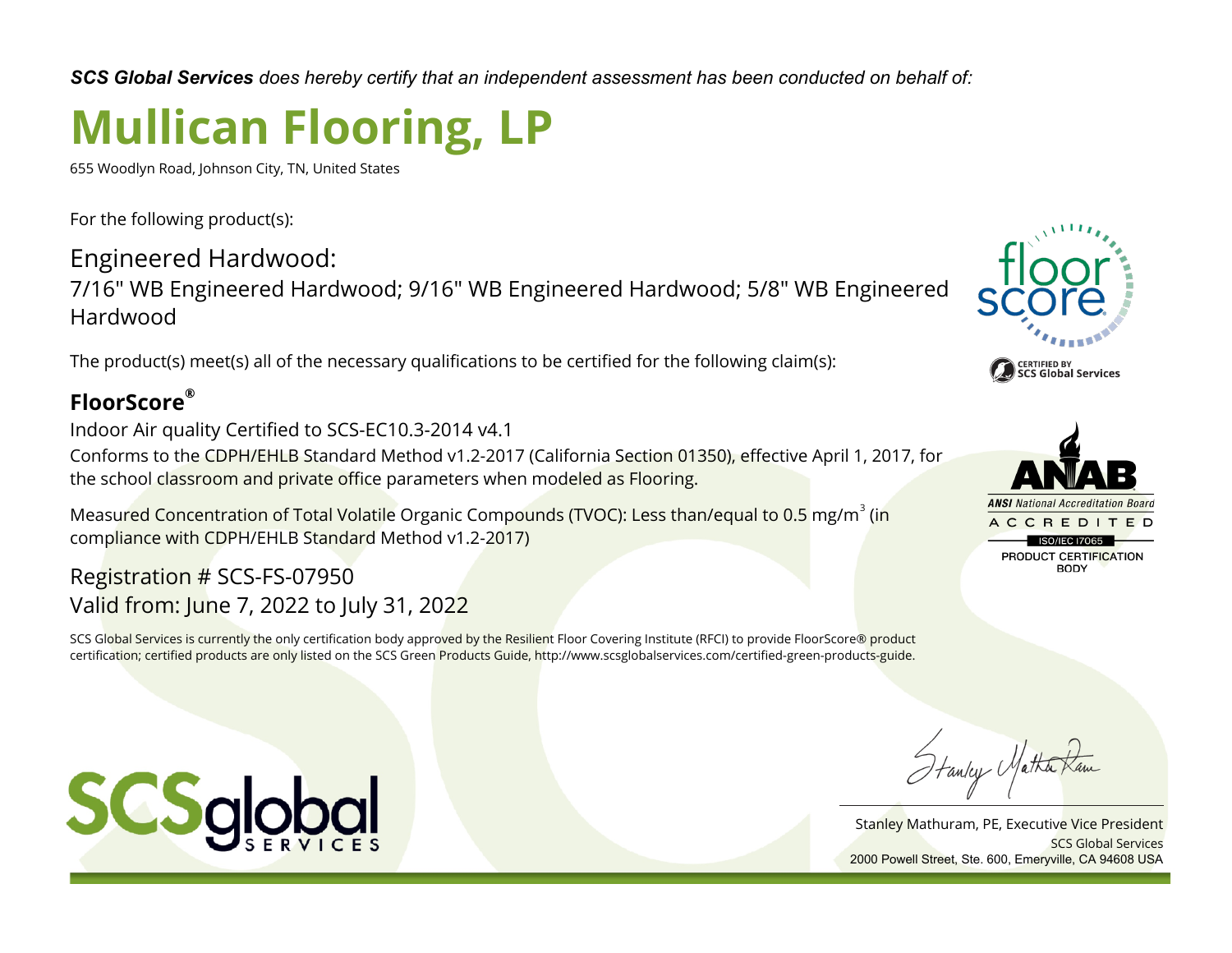***SCS Global Services** does hereby certify that an independent assessment has been conducted on behalf of:*

# Mullican Flooring, LP

655 Woodlyn Road, Johnson City, TN, United States

For the following product(s):

## Engineered Hardwood:

7/16" WB Engineered Hardwood; 9/16" WB Engineered Hardwood; 5/8" WB Engineered Hardwood

The product(s) meet(s) all of the necessary qualifications to be certified for the following claim(s):

### FloorScore®

Indoor Air quality Certified to SCS-EC10.3-2014 v4.1

Conforms to the CDPH/EHLB Standard Method v1.2-2017 (California Section 01350), effective April 1, 2017, for the school classroom and private office parameters when modeled as Flooring.

Measured Concentration of Total Volatile Organic Compounds (TVOC): Less than/equal to 0.5 $mg/m^3$ (in compliance with CDPH/EHLB Standard Method v1.2-2017)

Registration # SCS-FS-07950

Valid from: June 7, 2022 to July 31, 2022

SCS Global Services is currently the only certification body approved by the Resilient Floor Covering Institute (RFCI) to provide FloorScore® product certification; certified products are only listed on the SCS Green Products Guide, http://www.scsglobalservices.com/certified-green-products-guide.

floor score

CERTIFIED BY SCS Global Services

ANAB

ANSI National Accreditation Board

ACCREDITED

ISO/IEC 17065

PRODUCT CERTIFICATION BODY

SCSglobal SERVICES

Stanley Mathuram, PE, Executive Vice President

SCS Global Services

2000 Powell Street, Ste. 600, Emeryville, CA 94608 USA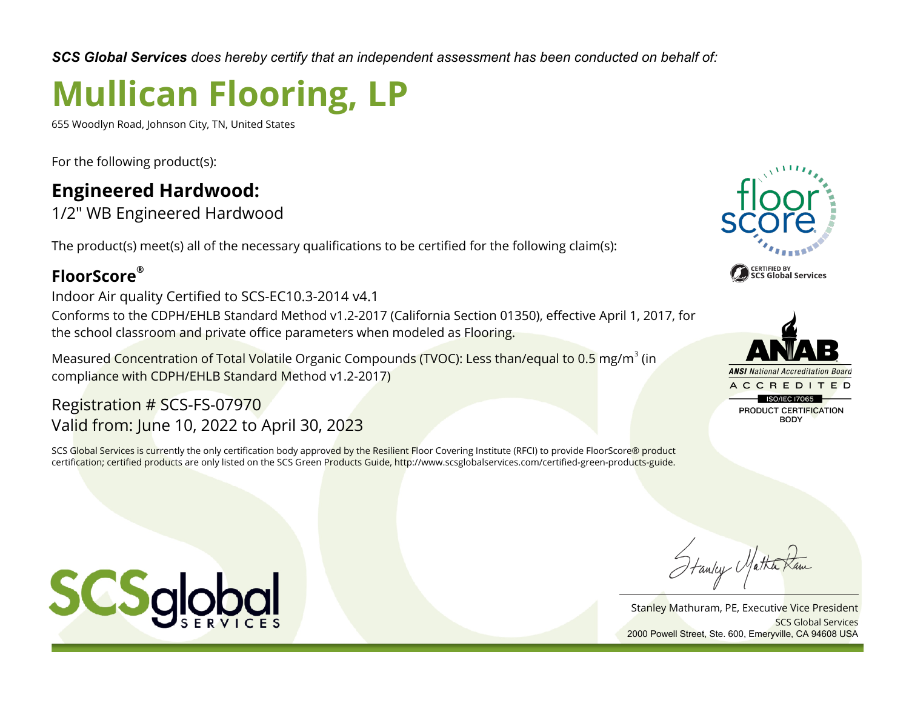***SCS Global Services** does hereby certify that an independent assessment has been conducted on behalf of:*

# Mullican Flooring, LP

655 Woodlyn Road, Johnson City, TN, United States

For the following product(s):

## Engineered Hardwood:

1/2" WB Engineered Hardwood

The product(s) meet(s) all of the necessary qualifications to be certified for the following claim(s):

## FloorScore®

Indoor Air quality Certified to SCS-EC10.3-2014 v4.1

Conforms to the CDPH/EHLB Standard Method v1.2-2017 (California Section 01350), effective April 1, 2017, for the school classroom and private office parameters when modeled as Flooring.

Measured Concentration of Total Volatile Organic Compounds (TVOC): Less than/equal to 0.5 mg/$m^3$ (in compliance with CDPH/EHLB Standard Method v1.2-2017)

Registration # SCS-FS-07970

Valid from: June 10, 2022 to April 30, 2023

SCS Global Services is currently the only certification body approved by the Resilient Floor Covering Institute (RFCI) to provide FloorScore® product certification; certified products are only listed on the SCS Green Products Guide, http://www.scsglobalservices.com/certified-green-products-guide.

floor score

CERTIFIED BY SCS Global Services

ANAB

ANSI National Accreditation Board

ACCREDITED

ISO/IEC 17065

PRODUCT CERTIFICATION BODY

SCSglobal SERVICES

Stanley Mathuram, PE, Executive Vice President

SCS Global Services

2000 Powell Street, Ste. 600, Emeryville, CA 94608 USA